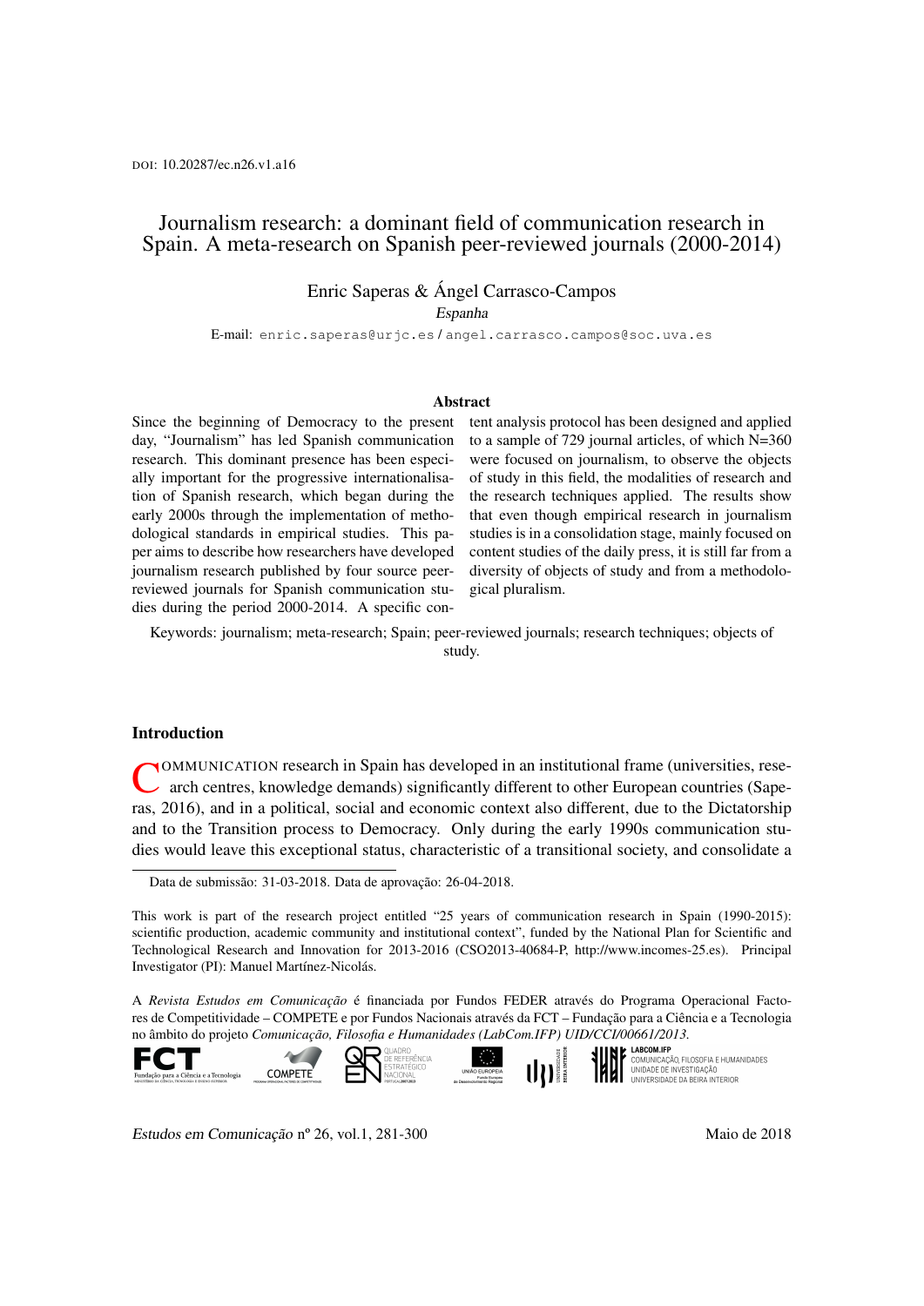DOI: 10.20287/ec.n26.v1.a16

# Journalism research: a dominant field of communication research in Spain. A meta-research on Spanish peer-reviewed journals (2000-2014)

Enric Saperas & Ángel Carrasco-Campos

*Espanha*

E-mail: enric.saperas@urjc.es / angel.carrasco.campos@soc.uva.es

## Abstract

Since the beginning of Democracy to the present day, "Journalism" has led Spanish communication research. This dominant presence has been especially important for the progressive internationalisation of Spanish research, which began during the early 2000s through the implementation of methodological standards in empirical studies. This paper aims to describe how researchers have developed journalism research published by four source peer-reviewed journals for Spanish communication studies during the period 2000-2014. A specific content analysis protocol has been designed and applied to a sample of 729 journal articles, of which N=360 were focused on journalism, to observe the objects of study in this field, the modalities of research and the research techniques applied. The results show that even though empirical research in journalism studies is in a consolidation stage, mainly focused on content studies of the daily press, it is still far from a diversity of objects of study and from a methodological pluralism.

Keywords: journalism; meta-research; Spain; peer-reviewed journals; research techniques; objects of study.

## Introduction

Communication research in Spain has developed in an institutional frame (universities, research centres, knowledge demands) significantly different to other European countries (Saperas, 2016), and in a political, social and economic context also different, due to the Dictatorship and to the Transition process to Democracy. Only during the early 1990s communication studies would leave this exceptional status, characteristic of a transitional society, and consolidate a

Data de submissão: 31-03-2018. Data de aprovação: 26-04-2018.

This work is part of the research project entitled "25 years of communication research in Spain (1990-2015): scientific production, academic community and institutional context", funded by the National Plan for Scientific and Technological Research and Innovation for 2013-2016 (CSO2013-40684-P, http://www.incomes-25.es). Principal Investigator (PI): Manuel Martínez-Nicolás.

A *Revista Estudos em Comunicação* é financiada por Fundos FEDER através do Programa Operacional Factores de Competitividade – COMPETE e por Fundos Nacionais através da FCT – Fundação para a Ciência e a Tecnologia no âmbito do projeto *Comunicação, Filosofia e Humanidades (LabCom.IFP) UID/CCI/00661/2013.*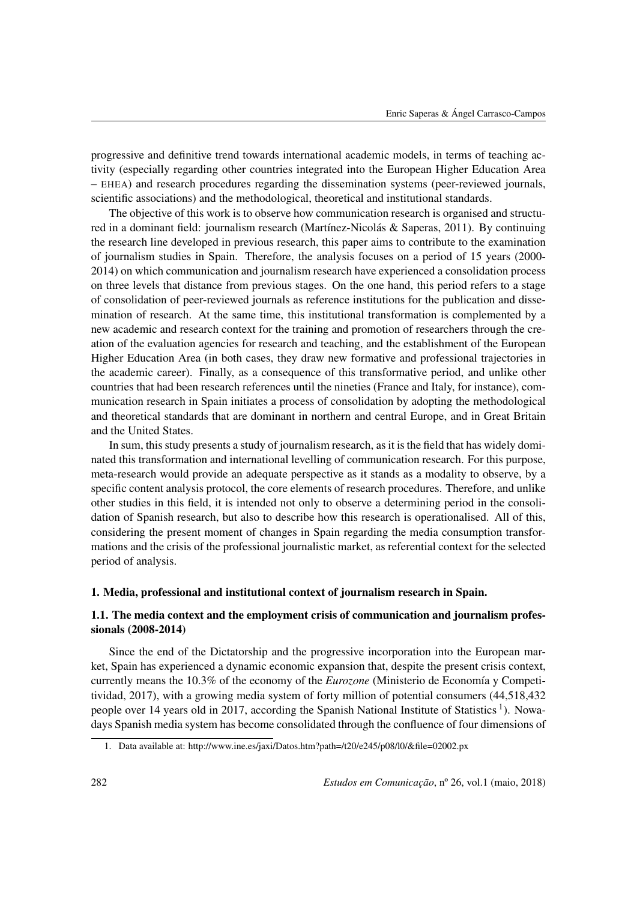progressive and definitive trend towards international academic models, in terms of teaching activity (especially regarding other countries integrated into the European Higher Education Area – EHEA) and research procedures regarding the dissemination systems (peer-reviewed journals, scientific associations) and the methodological, theoretical and institutional standards.

The objective of this work is to observe how communication research is organised and structured in a dominant field: journalism research (Martínez-Nicolás & Saperas, 2011). By continuing the research line developed in previous research, this paper aims to contribute to the examination of journalism studies in Spain. Therefore, the analysis focuses on a period of 15 years (2000-2014) on which communication and journalism research have experienced a consolidation process on three levels that distance from previous stages. On the one hand, this period refers to a stage of consolidation of peer-reviewed journals as reference institutions for the publication and dissemination of research. At the same time, this institutional transformation is complemented by a new academic and research context for the training and promotion of researchers through the creation of the evaluation agencies for research and teaching, and the establishment of the European Higher Education Area (in both cases, they draw new formative and professional trajectories in the academic career). Finally, as a consequence of this transformative period, and unlike other countries that had been research references until the nineties (France and Italy, for instance), communication research in Spain initiates a process of consolidation by adopting the methodological and theoretical standards that are dominant in northern and central Europe, and in Great Britain and the United States.

In sum, this study presents a study of journalism research, as it is the field that has widely dominated this transformation and international levelling of communication research. For this purpose, meta-research would provide an adequate perspective as it stands as a modality to observe, by a specific content analysis protocol, the core elements of research procedures. Therefore, and unlike other studies in this field, it is intended not only to observe a determining period in the consolidation of Spanish research, but also to describe how this research is operationalised. All of this, considering the present moment of changes in Spain regarding the media consumption transformations and the crisis of the professional journalistic market, as referential context for the selected period of analysis.

## 1. Media, professional and institutional context of journalism research in Spain.

### 1.1. The media context and the employment crisis of communication and journalism professionals (2008-2014)

Since the end of the Dictatorship and the progressive incorporation into the European market, Spain has experienced a dynamic economic expansion that, despite the present crisis context, currently means the 10.3% of the economy of the *Eurozone* (Ministerio de Economía y Competitividad, 2017), with a growing media system of forty million of potential consumers (44,518,432 people over 14 years old in 2017, according the Spanish National Institute of Statistics [1]). Nowadays Spanish media system has become consolidated through the confluence of four dimensions of

1. Data available at: http://www.ine.es/jaxi/Datos.htm?path=/t20/e245/p08/l0/&file=02002.px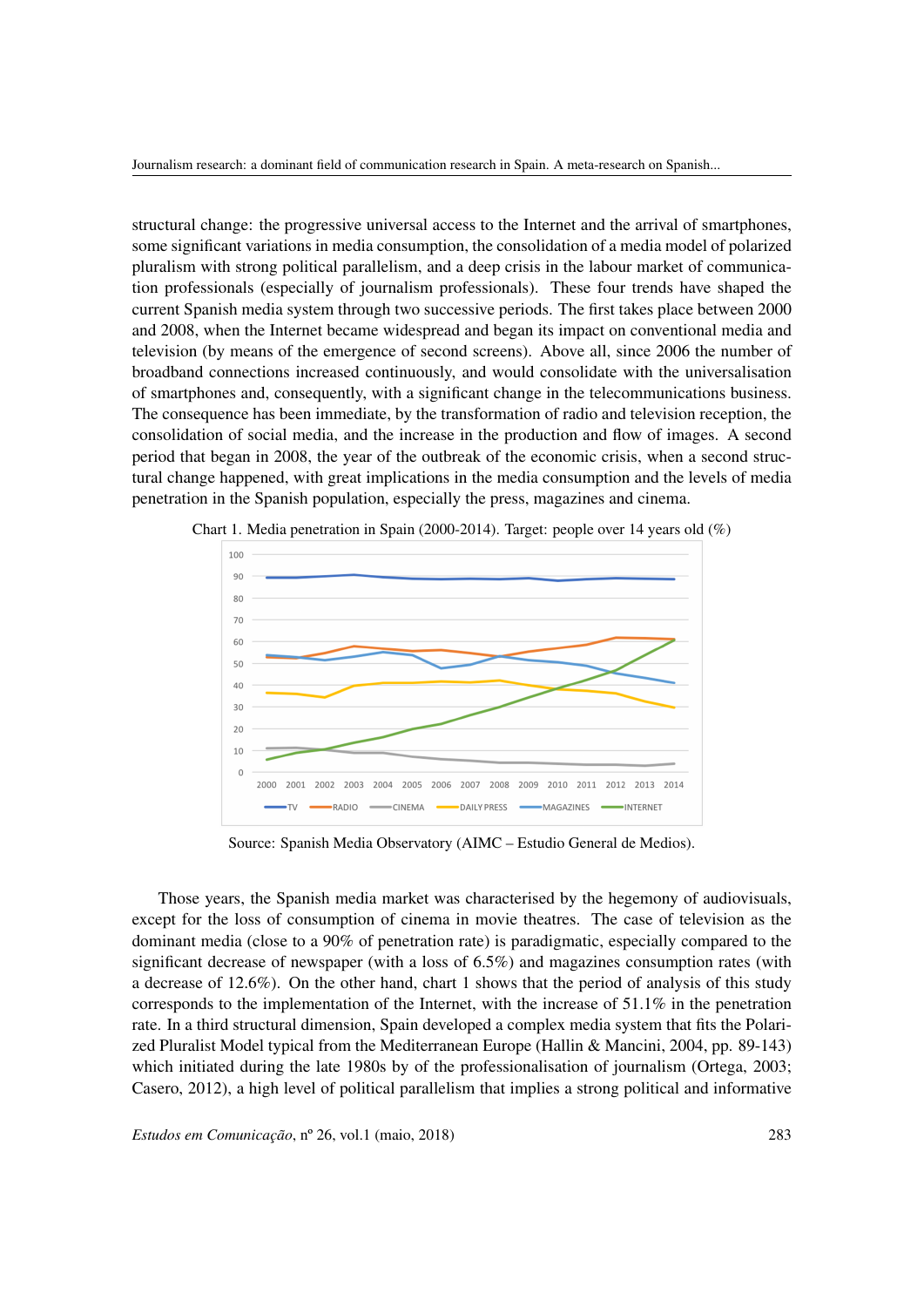structural change: the progressive universal access to the Internet and the arrival of smartphones, some significant variations in media consumption, the consolidation of a media model of polarized pluralism with strong political parallelism, and a deep crisis in the labour market of communication professionals (especially of journalism professionals). These four trends have shaped the current Spanish media system through two successive periods. The first takes place between 2000 and 2008, when the Internet became widespread and began its impact on conventional media and television (by means of the emergence of second screens). Above all, since 2006 the number of broadband connections increased continuously, and would consolidate with the universalisation of smartphones and, consequently, with a significant change in the telecommunications business. The consequence has been immediate, by the transformation of radio and television reception, the consolidation of social media, and the increase in the production and flow of images. A second period that began in 2008, the year of the outbreak of the economic crisis, when a second structural change happened, with great implications in the media consumption and the levels of media penetration in the Spanish population, especially the press, magazines and cinema.

Chart 1. Media penetration in Spain (2000-2014). Target: people over 14 years old (%)

100
90
80
70
60
50
40
30
20
10
0

2000 2001 2002 2003 2004 2005 2006 2007 2008 2009 2010 2011 2012 2013 2014

TV RADIO CINEMA DAILY PRESS MAGAZINES INTERNET

Source: Spanish Media Observatory (AIMC – Estudio General de Medios).

Those years, the Spanish media market was characterised by the hegemony of audiovisuals, except for the loss of consumption of cinema in movie theatres. The case of television as the dominant media (close to a 90% of penetration rate) is paradigmatic, especially compared to the significant decrease of newspaper (with a loss of 6.5%) and magazines consumption rates (with a decrease of 12.6%). On the other hand, chart 1 shows that the period of analysis of this study corresponds to the implementation of the Internet, with the increase of 51.1% in the penetration rate. In a third structural dimension, Spain developed a complex media system that fits the Polarized Pluralist Model typical from the Mediterranean Europe (Hallin & Mancini, 2004, pp. 89-143) which initiated during the late 1980s by of the professionalisation of journalism (Ortega, 2003; Casero, 2012), a high level of political parallelism that implies a strong political and informative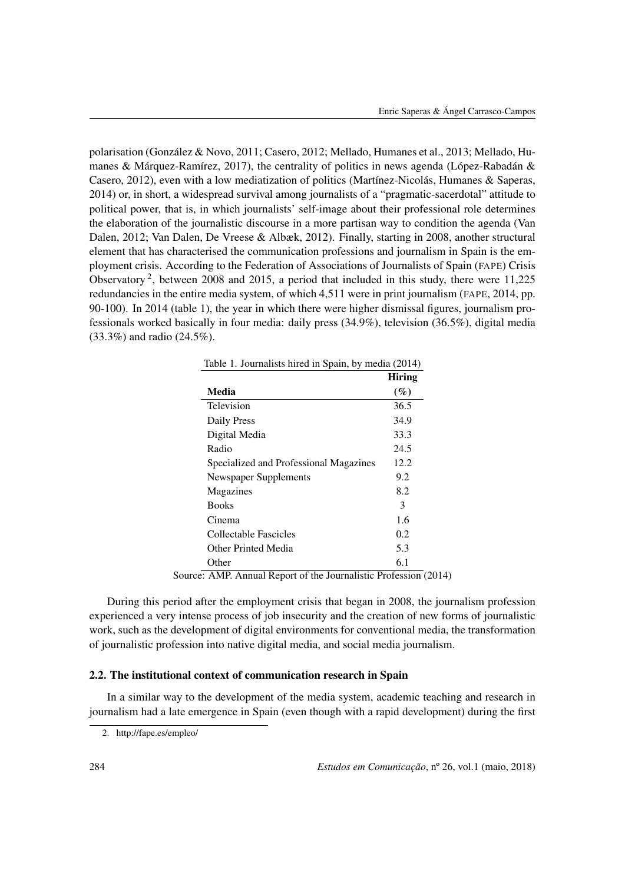polarisation (González & Novo, 2011; Casero, 2012; Mellado, Humanes et al., 2013; Mellado, Humanes & Márquez-Ramírez, 2017), the centrality of politics in news agenda (López-Rabadán & Casero, 2012), even with a low mediatization of politics (Martínez-Nicolás, Humanes & Saperas, 2014) or, in short, a widespread survival among journalists of a "pragmatic-sacerdotal" attitude to political power, that is, in which journalists' self-image about their professional role determines the elaboration of the journalistic discourse in a more partisan way to condition the agenda (Van Dalen, 2012; Van Dalen, De Vreese & Albæk, 2012). Finally, starting in 2008, another structural element that has characterised the communication professions and journalism in Spain is the employment crisis. According to the Federation of Associations of Journalists of Spain (FAPE) Crisis Observatory [2], between 2008 and 2015, a period that included in this study, there were 11,225 redundancies in the entire media system, of which 4,511 were in print journalism (FAPE, 2014, pp. 90-100). In 2014 (table 1), the year in which there were higher dismissal figures, journalism professionals worked basically in four media: daily press (34.9%), television (36.5%), digital media (33.3%) and radio (24.5%).

Table 1. Journalists hired in Spain, by media (2014)

| **Media** | **Hiring (%)** |
|---|---|
| Television | 36.5 |
| Daily Press | 34.9 |
| Digital Media | 33.3 |
| Radio | 24.5 |
| Specialized and Professional Magazines | 12.2 |
| Newspaper Supplements | 9.2 |
| Magazines | 8.2 |
| Books | 3 |
| Cinema | 1.6 |
| Collectable Fascicles | 0.2 |
| Other Printed Media | 5.3 |
| Other | 6.1 |

Source: AMP. Annual Report of the Journalistic Profession (2014)

During this period after the employment crisis that began in 2008, the journalism profession experienced a very intense process of job insecurity and the creation of new forms of journalistic work, such as the development of digital environments for conventional media, the transformation of journalistic profession into native digital media, and social media journalism.

### 2.2. The institutional context of communication research in Spain

In a similar way to the development of the media system, academic teaching and research in journalism had a late emergence in Spain (even though with a rapid development) during the first

2. http://fape.es/empleo/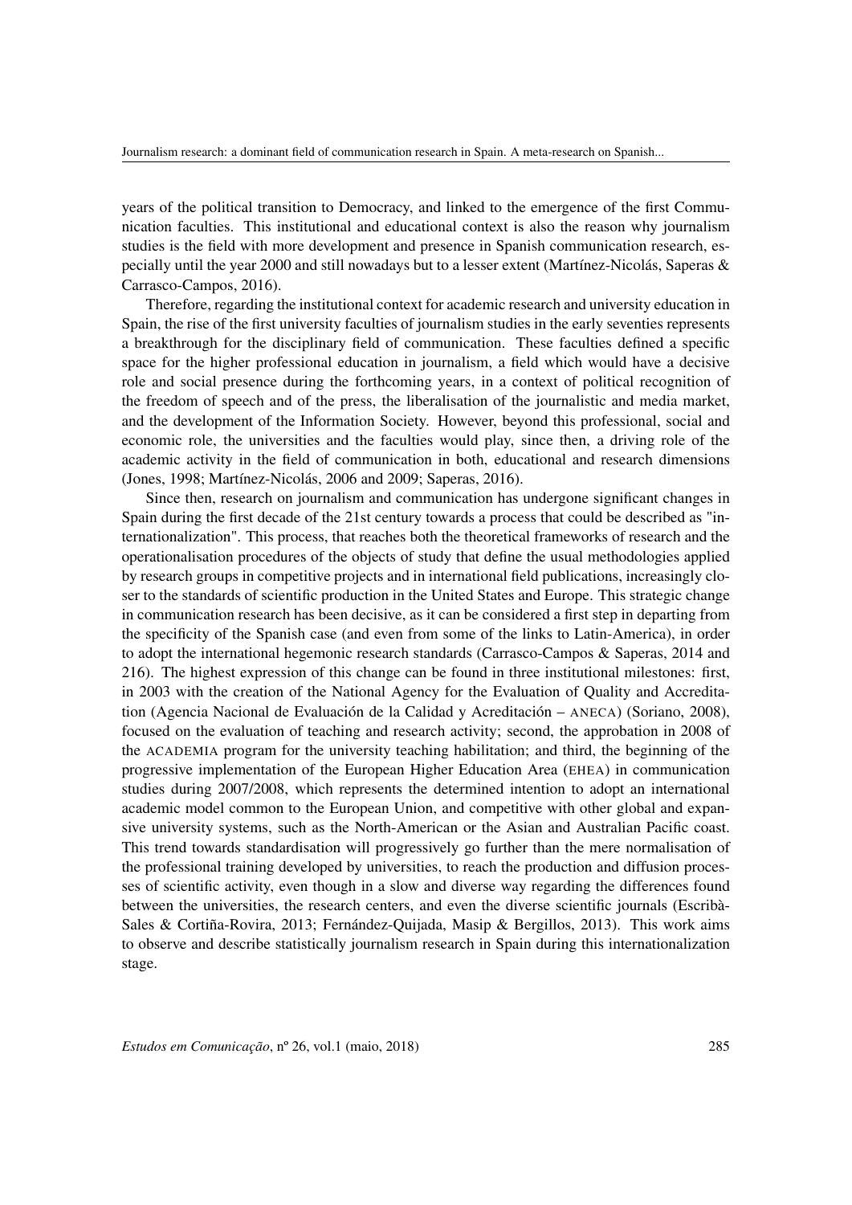years of the political transition to Democracy, and linked to the emergence of the first Communication faculties. This institutional and educational context is also the reason why journalism studies is the field with more development and presence in Spanish communication research, especially until the year 2000 and still nowadays but to a lesser extent (Martínez-Nicolás, Saperas & Carrasco-Campos, 2016).

Therefore, regarding the institutional context for academic research and university education in Spain, the rise of the first university faculties of journalism studies in the early seventies represents a breakthrough for the disciplinary field of communication. These faculties defined a specific space for the higher professional education in journalism, a field which would have a decisive role and social presence during the forthcoming years, in a context of political recognition of the freedom of speech and of the press, the liberalisation of the journalistic and media market, and the development of the Information Society. However, beyond this professional, social and economic role, the universities and the faculties would play, since then, a driving role of the academic activity in the field of communication in both, educational and research dimensions (Jones, 1998; Martínez-Nicolás, 2006 and 2009; Saperas, 2016).

Since then, research on journalism and communication has undergone significant changes in Spain during the first decade of the 21st century towards a process that could be described as "internationalization". This process, that reaches both the theoretical frameworks of research and the operationalisation procedures of the objects of study that define the usual methodologies applied by research groups in competitive projects and in international field publications, increasingly closer to the standards of scientific production in the United States and Europe. This strategic change in communication research has been decisive, as it can be considered a first step in departing from the specificity of the Spanish case (and even from some of the links to Latin-America), in order to adopt the international hegemonic research standards (Carrasco-Campos & Saperas, 2014 and 216). The highest expression of this change can be found in three institutional milestones: first, in 2003 with the creation of the National Agency for the Evaluation of Quality and Accreditation (Agencia Nacional de Evaluación de la Calidad y Acreditación – ANECA) (Soriano, 2008), focused on the evaluation of teaching and research activity; second, the approbation in 2008 of the ACADEMIA program for the university teaching habilitation; and third, the beginning of the progressive implementation of the European Higher Education Area (EHEA) in communication studies during 2007/2008, which represents the determined intention to adopt an international academic model common to the European Union, and competitive with other global and expansive university systems, such as the North-American or the Asian and Australian Pacific coast. This trend towards standardisation will progressively go further than the mere normalisation of the professional training developed by universities, to reach the production and diffusion processes of scientific activity, even though in a slow and diverse way regarding the differences found between the universities, the research centers, and even the diverse scientific journals (Escribà-Sales & Cortiña-Rovira, 2013; Fernández-Quijada, Masip & Bergillos, 2013). This work aims to observe and describe statistically journalism research in Spain during this internationalization stage.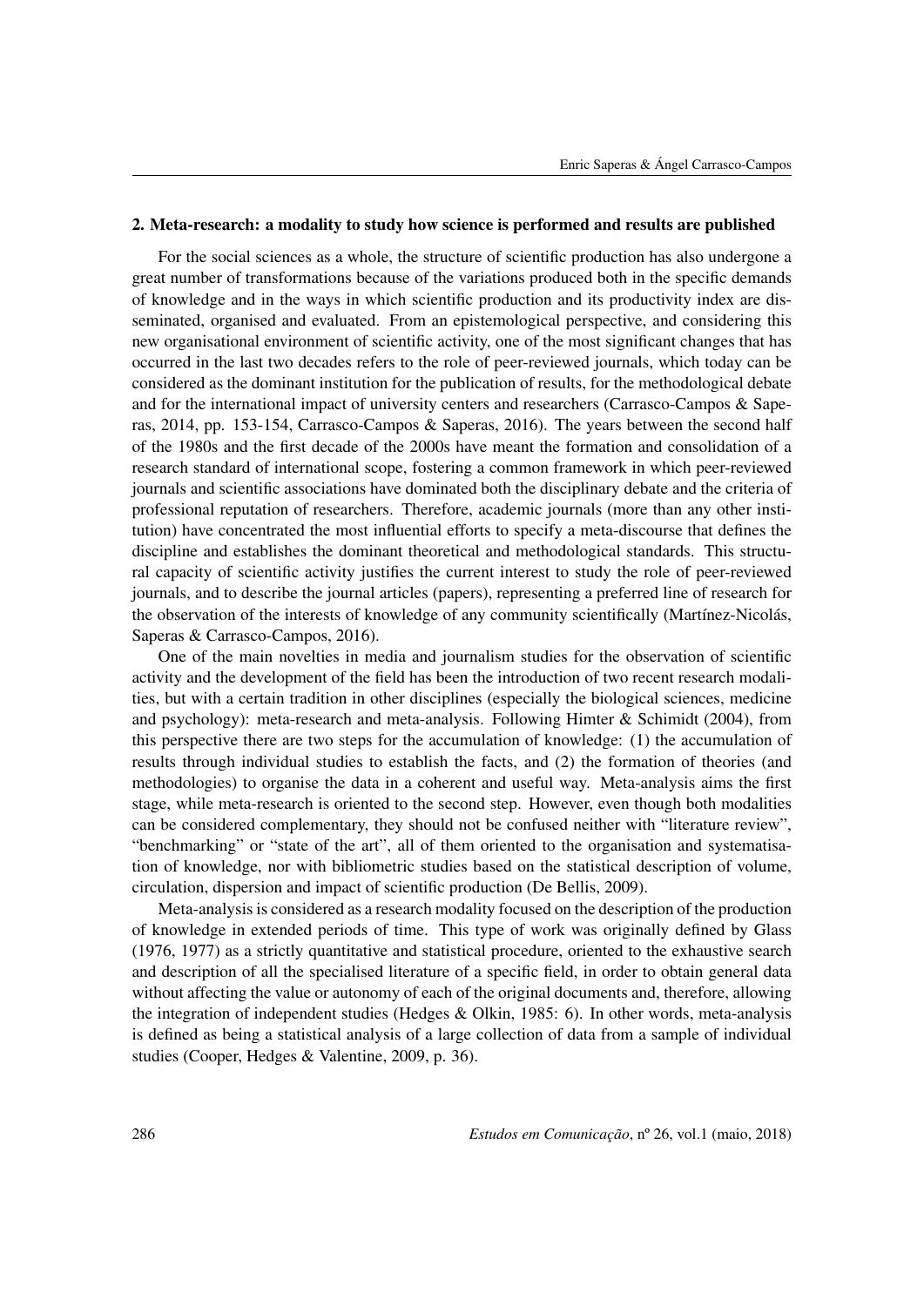## 2. Meta-research: a modality to study how science is performed and results are published

For the social sciences as a whole, the structure of scientific production has also undergone a great number of transformations because of the variations produced both in the specific demands of knowledge and in the ways in which scientific production and its productivity index are disseminated, organised and evaluated. From an epistemological perspective, and considering this new organisational environment of scientific activity, one of the most significant changes that has occurred in the last two decades refers to the role of peer-reviewed journals, which today can be considered as the dominant institution for the publication of results, for the methodological debate and for the international impact of university centers and researchers (Carrasco-Campos & Saperas, 2014, pp. 153-154, Carrasco-Campos & Saperas, 2016). The years between the second half of the 1980s and the first decade of the 2000s have meant the formation and consolidation of a research standard of international scope, fostering a common framework in which peer-reviewed journals and scientific associations have dominated both the disciplinary debate and the criteria of professional reputation of researchers. Therefore, academic journals (more than any other institution) have concentrated the most influential efforts to specify a meta-discourse that defines the discipline and establishes the dominant theoretical and methodological standards. This structural capacity of scientific activity justifies the current interest to study the role of peer-reviewed journals, and to describe the journal articles (papers), representing a preferred line of research for the observation of the interests of knowledge of any community scientifically (Martínez-Nicolás, Saperas & Carrasco-Campos, 2016).

One of the main novelties in media and journalism studies for the observation of scientific activity and the development of the field has been the introduction of two recent research modalities, but with a certain tradition in other disciplines (especially the biological sciences, medicine and psychology): meta-research and meta-analysis. Following Himter & Schimidt (2004), from this perspective there are two steps for the accumulation of knowledge: (1) the accumulation of results through individual studies to establish the facts, and (2) the formation of theories (and methodologies) to organise the data in a coherent and useful way. Meta-analysis aims the first stage, while meta-research is oriented to the second step. However, even though both modalities can be considered complementary, they should not be confused neither with "literature review", "benchmarking" or "state of the art", all of them oriented to the organisation and systematisation of knowledge, nor with bibliometric studies based on the statistical description of volume, circulation, dispersion and impact of scientific production (De Bellis, 2009).

Meta-analysis is considered as a research modality focused on the description of the production of knowledge in extended periods of time. This type of work was originally defined by Glass (1976, 1977) as a strictly quantitative and statistical procedure, oriented to the exhaustive search and description of all the specialised literature of a specific field, in order to obtain general data without affecting the value or autonomy of each of the original documents and, therefore, allowing the integration of independent studies (Hedges & Olkin, 1985: 6). In other words, meta-analysis is defined as being a statistical analysis of a large collection of data from a sample of individual studies (Cooper, Hedges & Valentine, 2009, p. 36).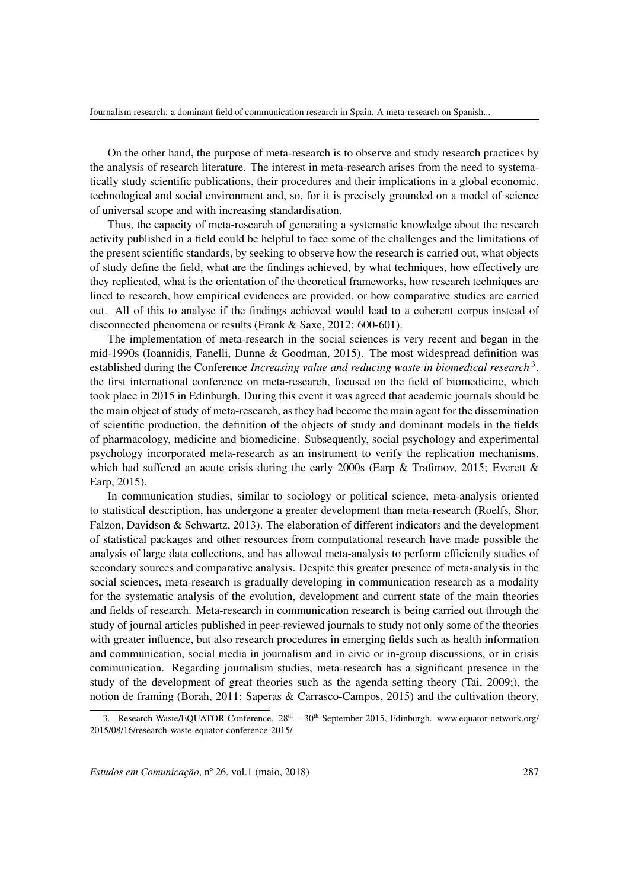On the other hand, the purpose of meta-research is to observe and study research practices by the analysis of research literature. The interest in meta-research arises from the need to systematically study scientific publications, their procedures and their implications in a global economic, technological and social environment and, so, for it is precisely grounded on a model of science of universal scope and with increasing standardisation.

Thus, the capacity of meta-research of generating a systematic knowledge about the research activity published in a field could be helpful to face some of the challenges and the limitations of the present scientific standards, by seeking to observe how the research is carried out, what objects of study define the field, what are the findings achieved, by what techniques, how effectively are they replicated, what is the orientation of the theoretical frameworks, how research techniques are lined to research, how empirical evidences are provided, or how comparative studies are carried out. All of this to analyse if the findings achieved would lead to a coherent corpus instead of disconnected phenomena or results (Frank & Saxe, 2012: 600-601).

The implementation of meta-research in the social sciences is very recent and began in the mid-1990s (Ioannidis, Fanelli, Dunne & Goodman, 2015). The most widespread definition was established during the Conference *Increasing value and reducing waste in biomedical research*[3], the first international conference on meta-research, focused on the field of biomedicine, which took place in 2015 in Edinburgh. During this event it was agreed that academic journals should be the main object of study of meta-research, as they had become the main agent for the dissemination of scientific production, the definition of the objects of study and dominant models in the fields of pharmacology, medicine and biomedicine. Subsequently, social psychology and experimental psychology incorporated meta-research as an instrument to verify the replication mechanisms, which had suffered an acute crisis during the early 2000s (Earp & Trafimov, 2015; Everett & Earp, 2015).

In communication studies, similar to sociology or political science, meta-analysis oriented to statistical description, has undergone a greater development than meta-research (Roelfs, Shor, Falzon, Davidson & Schwartz, 2013). The elaboration of different indicators and the development of statistical packages and other resources from computational research have made possible the analysis of large data collections, and has allowed meta-analysis to perform efficiently studies of secondary sources and comparative analysis. Despite this greater presence of meta-analysis in the social sciences, meta-research is gradually developing in communication research as a modality for the systematic analysis of the evolution, development and current state of the main theories and fields of research. Meta-research in communication research is being carried out through the study of journal articles published in peer-reviewed journals to study not only some of the theories with greater influence, but also research procedures in emerging fields such as health information and communication, social media in journalism and in civic or in-group discussions, or in crisis communication. Regarding journalism studies, meta-research has a significant presence in the study of the development of great theories such as the agenda setting theory (Tai, 2009;), the notion de framing (Borah, 2011; Saperas & Carrasco-Campos, 2015) and the cultivation theory,

3. Research Waste/EQUATOR Conference. 28th – 30th September 2015, Edinburgh. www.equator-network.org/2015/08/16/research-waste-equator-conference-2015/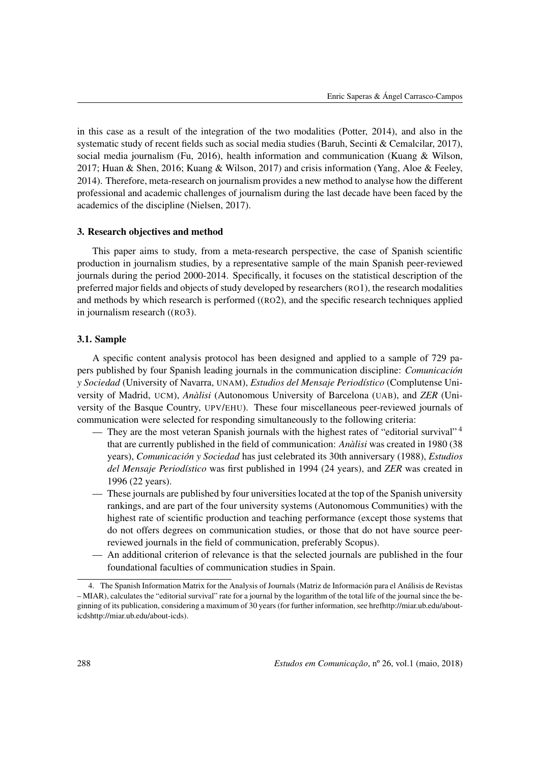in this case as a result of the integration of the two modalities (Potter, 2014), and also in the systematic study of recent fields such as social media studies (Baruh, Secinti & Cemalcilar, 2017), social media journalism (Fu, 2016), health information and communication (Kuang & Wilson, 2017; Huan & Shen, 2016; Kuang & Wilson, 2017) and crisis information (Yang, Aloe & Feeley, 2014). Therefore, meta-research on journalism provides a new method to analyse how the different professional and academic challenges of journalism during the last decade have been faced by the academics of the discipline (Nielsen, 2017).

### 3. Research objectives and method

This paper aims to study, from a meta-research perspective, the case of Spanish scientific production in journalism studies, by a representative sample of the main Spanish peer-reviewed journals during the period 2000-2014. Specifically, it focuses on the statistical description of the preferred major fields and objects of study developed by researchers (RO1), the research modalities and methods by which research is performed ((RO2), and the specific research techniques applied in journalism research ((RO3).

#### 3.1. Sample

A specific content analysis protocol has been designed and applied to a sample of 729 papers published by four Spanish leading journals in the communication discipline: *Comunicación y Sociedad* (University of Navarra, UNAM), *Estudios del Mensaje Periodístico* (Complutense University of Madrid, UCM), *Anàlisi* (Autonomous University of Barcelona (UAB), and *ZER* (University of the Basque Country, UPV/EHU). These four miscellaneous peer-reviewed journals of communication were selected for responding simultaneously to the following criteria:

- They are the most veteran Spanish journals with the highest rates of "editorial survival" [4] that are currently published in the field of communication: *Anàlisi* was created in 1980 (38 years), *Comunicación y Sociedad* has just celebrated its 30th anniversary (1988), *Estudios del Mensaje Periodístico* was first published in 1994 (24 years), and *ZER* was created in 1996 (22 years).
- These journals are published by four universities located at the top of the Spanish university rankings, and are part of the four university systems (Autonomous Communities) with the highest rate of scientific production and teaching performance (except those systems that do not offers degrees on communication studies, or those that do not have source peer-reviewed journals in the field of communication, preferably Scopus).
- An additional criterion of relevance is that the selected journals are published in the four foundational faculties of communication studies in Spain.

4. The Spanish Information Matrix for the Analysis of Journals (Matriz de Información para el Análisis de Revistas – MIAR), calculates the "editorial survival" rate for a journal by the logarithm of the total life of the journal since the beginning of its publication, considering a maximum of 30 years (for further information, see hrefhttp://miar.ub.edu/about-icdshttp://miar.ub.edu/about-icds).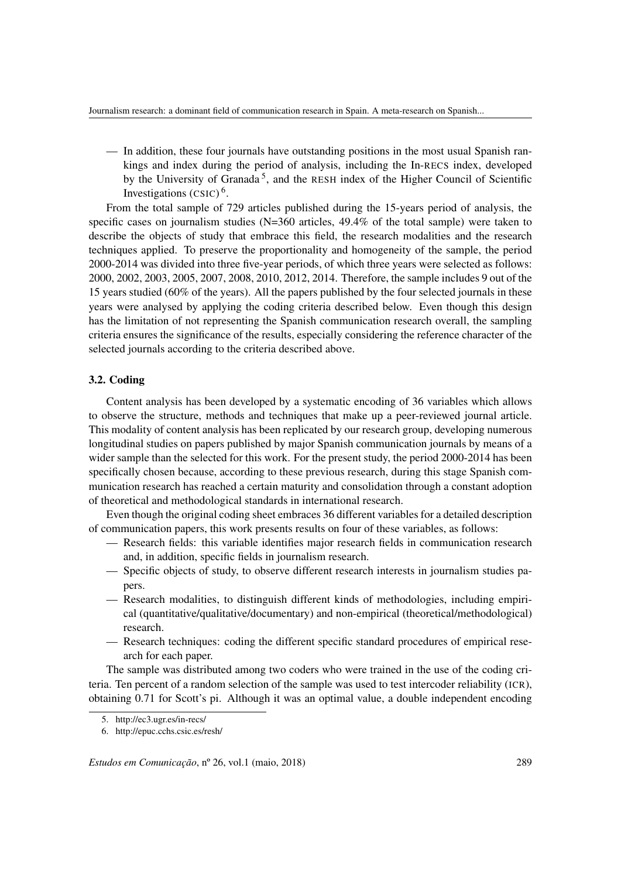— In addition, these four journals have outstanding positions in the most usual Spanish rankings and index during the period of analysis, including the In-RECS index, developed by the University of Granada [5], and the RESH index of the Higher Council of Scientific Investigations (CSIC) [6].

From the total sample of 729 articles published during the 15-years period of analysis, the specific cases on journalism studies (N=360 articles, 49.4% of the total sample) were taken to describe the objects of study that embrace this field, the research modalities and the research techniques applied. To preserve the proportionality and homogeneity of the sample, the period 2000-2014 was divided into three five-year periods, of which three years were selected as follows: 2000, 2002, 2003, 2005, 2007, 2008, 2010, 2012, 2014. Therefore, the sample includes 9 out of the 15 years studied (60% of the years). All the papers published by the four selected journals in these years were analysed by applying the coding criteria described below. Even though this design has the limitation of not representing the Spanish communication research overall, the sampling criteria ensures the significance of the results, especially considering the reference character of the selected journals according to the criteria described above.

### 3.2. Coding

Content analysis has been developed by a systematic encoding of 36 variables which allows to observe the structure, methods and techniques that make up a peer-reviewed journal article. This modality of content analysis has been replicated by our research group, developing numerous longitudinal studies on papers published by major Spanish communication journals by means of a wider sample than the selected for this work. For the present study, the period 2000-2014 has been specifically chosen because, according to these previous research, during this stage Spanish communication research has reached a certain maturity and consolidation through a constant adoption of theoretical and methodological standards in international research.

Even though the original coding sheet embraces 36 different variables for a detailed description of communication papers, this work presents results on four of these variables, as follows:

— Research fields: this variable identifies major research fields in communication research and, in addition, specific fields in journalism research.

— Specific objects of study, to observe different research interests in journalism studies papers.

— Research modalities, to distinguish different kinds of methodologies, including empirical (quantitative/qualitative/documentary) and non-empirical (theoretical/methodological) research.

— Research techniques: coding the different specific standard procedures of empirical research for each paper.

The sample was distributed among two coders who were trained in the use of the coding criteria. Ten percent of a random selection of the sample was used to test intercoder reliability (ICR), obtaining 0.71 for Scott's pi. Although it was an optimal value, a double independent encoding

5. http://ec3.ugr.es/in-recs/

6. http://epuc.cchs.csic.es/resh/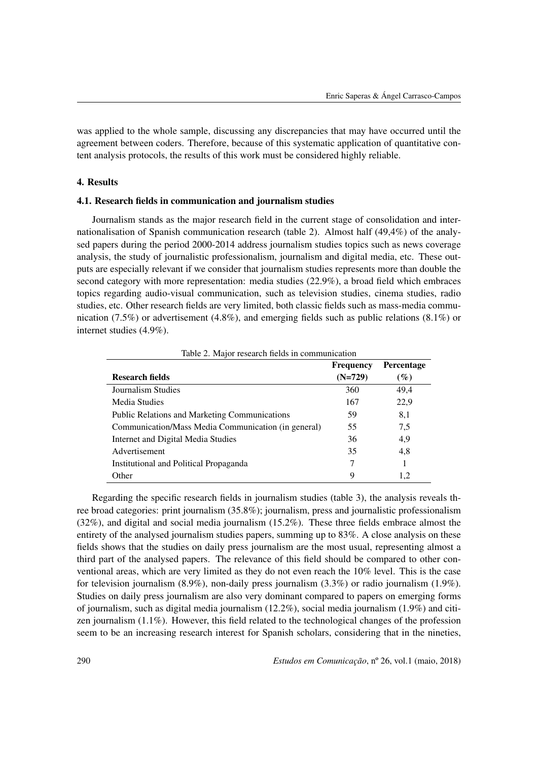was applied to the whole sample, discussing any discrepancies that may have occurred until the agreement between coders. Therefore, because of this systematic application of quantitative content analysis protocols, the results of this work must be considered highly reliable.

## 4. Results

### 4.1. Research fields in communication and journalism studies

Journalism stands as the major research field in the current stage of consolidation and internationalisation of Spanish communication research (table 2). Almost half (49,4%) of the analysed papers during the period 2000-2014 address journalism studies topics such as news coverage analysis, the study of journalistic professionalism, journalism and digital media, etc. These outputs are especially relevant if we consider that journalism studies represents more than double the second category with more representation: media studies (22.9%), a broad field which embraces topics regarding audio-visual communication, such as television studies, cinema studies, radio studies, etc. Other research fields are very limited, both classic fields such as mass-media communication (7.5%) or advertisement (4.8%), and emerging fields such as public relations (8.1%) or internet studies (4.9%).

Table 2. Major research fields in communication

| Research fields | Frequency (N=729) | Percentage (%) |
|---|---|---|
| Journalism Studies | 360 | 49,4 |
| Media Studies | 167 | 22,9 |
| Public Relations and Marketing Communications | 59 | 8,1 |
| Communication/Mass Media Communication (in general) | 55 | 7,5 |
| Internet and Digital Media Studies | 36 | 4,9 |
| Advertisement | 35 | 4,8 |
| Institutional and Political Propaganda | 7 | 1 |
| Other | 9 | 1,2 |

Regarding the specific research fields in journalism studies (table 3), the analysis reveals three broad categories: print journalism (35.8%); journalism, press and journalistic professionalism (32%), and digital and social media journalism (15.2%). These three fields embrace almost the entirety of the analysed journalism studies papers, summing up to 83%. A close analysis on these fields shows that the studies on daily press journalism are the most usual, representing almost a third part of the analysed papers. The relevance of this field should be compared to other conventional areas, which are very limited as they do not even reach the 10% level. This is the case for television journalism (8.9%), non-daily press journalism (3.3%) or radio journalism (1.9%). Studies on daily press journalism are also very dominant compared to papers on emerging forms of journalism, such as digital media journalism (12.2%), social media journalism (1.9%) and citizen journalism (1.1%). However, this field related to the technological changes of the profession seem to be an increasing research interest for Spanish scholars, considering that in the nineties,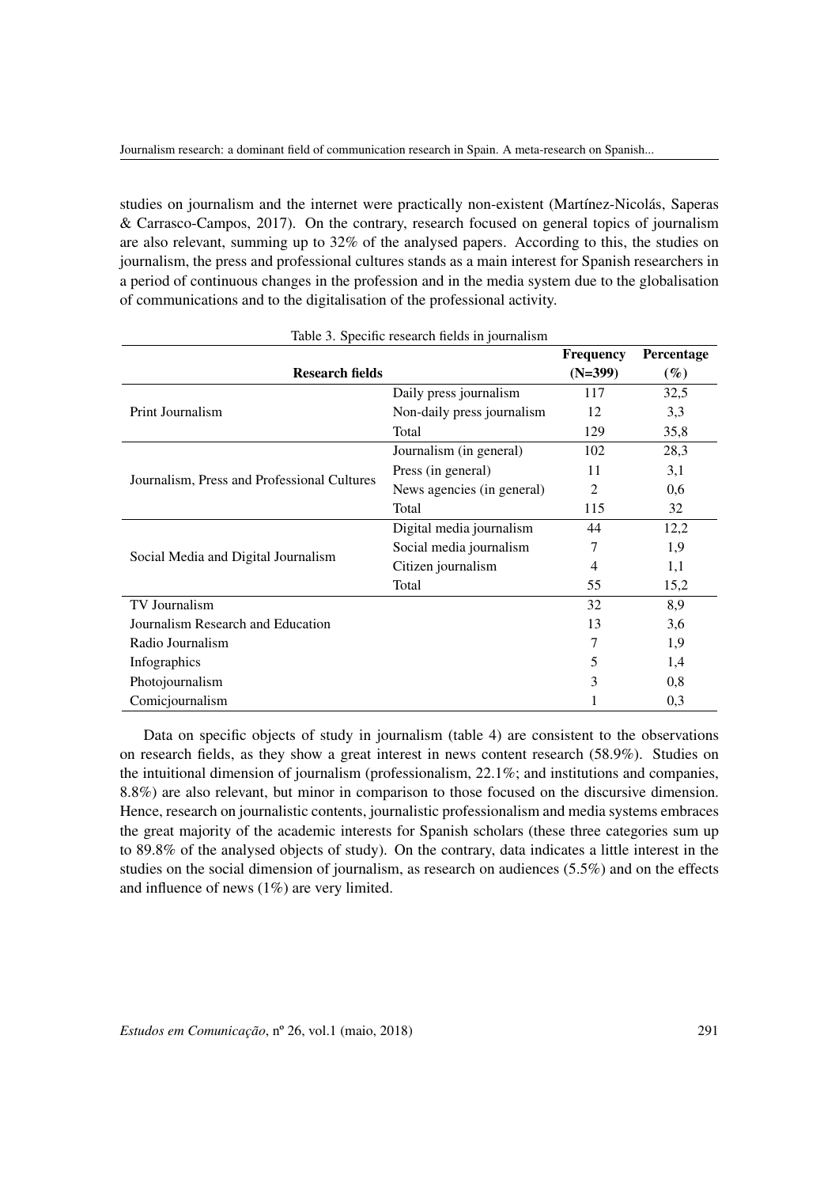studies on journalism and the internet were practically non-existent (Martínez-Nicolás, Saperas & Carrasco-Campos, 2017). On the contrary, research focused on general topics of journalism are also relevant, summing up to 32% of the analysed papers. According to this, the studies on journalism, the press and professional cultures stands as a main interest for Spanish researchers in a period of continuous changes in the profession and in the media system due to the globalisation of communications and to the digitalisation of the professional activity.

Table 3. Specific research fields in journalism

| Research fields | | Frequency (N=399) | Percentage (%) |
|---|---|---|---|
| Print Journalism | Daily press journalism | 117 | 32,5 |
| | Non-daily press journalism | 12 | 3,3 |
| | Total | 129 | 35,8 |
| Journalism, Press and Professional Cultures | Journalism (in general) | 102 | 28,3 |
| | Press (in general) | 11 | 3,1 |
| | News agencies (in general) | 2 | 0,6 |
| | Total | 115 | 32 |
| Social Media and Digital Journalism | Digital media journalism | 44 | 12,2 |
| | Social media journalism | 7 | 1,9 |
| | Citizen journalism | 4 | 1,1 |
| | Total | 55 | 15,2 |
| TV Journalism | | 32 | 8,9 |
| Journalism Research and Education | | 13 | 3,6 |
| Radio Journalism | | 7 | 1,9 |
| Infographics | | 5 | 1,4 |
| Photojournalism | | 3 | 0,8 |
| Comicjournalism | | 1 | 0,3 |

Data on specific objects of study in journalism (table 4) are consistent to the observations on research fields, as they show a great interest in news content research (58.9%). Studies on the intuitional dimension of journalism (professionalism, 22.1%; and institutions and companies, 8.8%) are also relevant, but minor in comparison to those focused on the discursive dimension. Hence, research on journalistic contents, journalistic professionalism and media systems embraces the great majority of the academic interests for Spanish scholars (these three categories sum up to 89.8% of the analysed objects of study). On the contrary, data indicates a little interest in the studies on the social dimension of journalism, as research on audiences (5.5%) and on the effects and influence of news (1%) are very limited.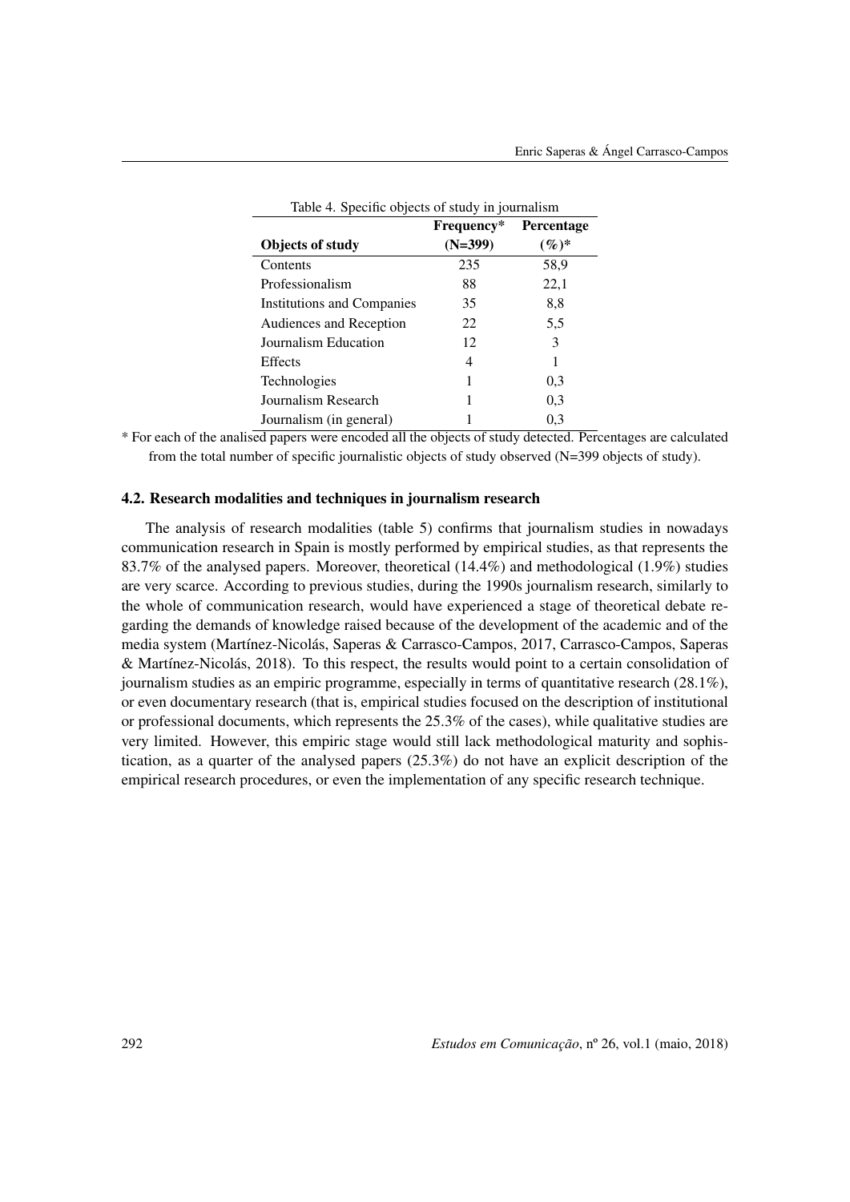Table 4. Specific objects of study in journalism

| Objects of study | Frequency* (N=399) | Percentage (%)* |
| --- | --- | --- |
| Contents | 235 | 58,9 |
| Professionalism | 88 | 22,1 |
| Institutions and Companies | 35 | 8,8 |
| Audiences and Reception | 22 | 5,5 |
| Journalism Education | 12 | 3 |
| Effects | 4 | 1 |
| Technologies | 1 | 0,3 |
| Journalism Research | 1 | 0,3 |
| Journalism (in general) | 1 | 0,3 |

* For each of the analised papers were encoded all the objects of study detected. Percentages are calculated from the total number of specific journalistic objects of study observed (N=399 objects of study).

### 4.2. Research modalities and techniques in journalism research

The analysis of research modalities (table 5) confirms that journalism studies in nowadays communication research in Spain is mostly performed by empirical studies, as that represents the 83.7% of the analysed papers. Moreover, theoretical (14.4%) and methodological (1.9%) studies are very scarce. According to previous studies, during the 1990s journalism research, similarly to the whole of communication research, would have experienced a stage of theoretical debate regarding the demands of knowledge raised because of the development of the academic and of the media system (Martínez-Nicolás, Saperas & Carrasco-Campos, 2017, Carrasco-Campos, Saperas & Martínez-Nicolás, 2018). To this respect, the results would point to a certain consolidation of journalism studies as an empiric programme, especially in terms of quantitative research (28.1%), or even documentary research (that is, empirical studies focused on the description of institutional or professional documents, which represents the 25.3% of the cases), while qualitative studies are very limited. However, this empiric stage would still lack methodological maturity and sophistication, as a quarter of the analysed papers (25.3%) do not have an explicit description of the empirical research procedures, or even the implementation of any specific research technique.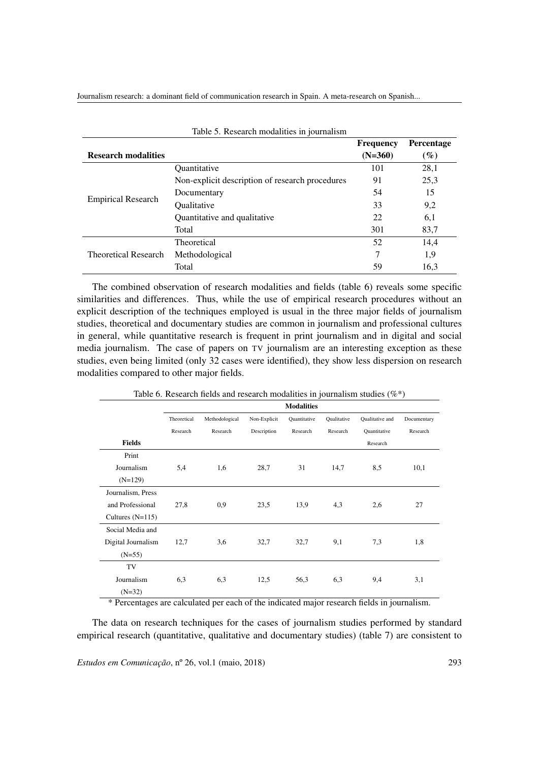Table 5. Research modalities in journalism

| Research modalities | | Frequency (N=360) | Percentage (%) |
|---|---|---|---|
| Empirical Research | Quantitative | 101 | 28,1 |
| | Non-explicit description of research procedures | 91 | 25,3 |
| | Documentary | 54 | 15 |
| | Qualitative | 33 | 9,2 |
| | Quantitative and qualitative | 22 | 6,1 |
| | Total | 301 | 83,7 |
| Theoretical Research | Theoretical | 52 | 14,4 |
| | Methodological | 7 | 1,9 |
| | Total | 59 | 16,3 |

The combined observation of research modalities and fields (table 6) reveals some specific similarities and differences. Thus, while the use of empirical research procedures without an explicit description of the techniques employed is usual in the three major fields of journalism studies, theoretical and documentary studies are common in journalism and professional cultures in general, while quantitative research is frequent in print journalism and in digital and social media journalism. The case of papers on TV journalism are an interesting exception as these studies, even being limited (only 32 cases were identified), they show less dispersion on research modalities compared to other major fields.

Table 6. Research fields and research modalities in journalism studies (%*)

| | Modalities | | | | | | |
|---|---|---|---|---|---|---|---|
| Fields | Theoretical Research | Methodological Research | Non-Explicit Description | Quantitative Research | Qualitative Research | Qualitative and Quantitative Research | Documentary Research |
| Print Journalism (N=129) | 5,4 | 1,6 | 28,7 | 31 | 14,7 | 8,5 | 10,1 |
| Journalism, Press and Professional Cultures (N=115) | 27,8 | 0,9 | 23,5 | 13,9 | 4,3 | 2,6 | 27 |
| Social Media and Digital Journalism (N=55) | 12,7 | 3,6 | 32,7 | 32,7 | 9,1 | 7,3 | 1,8 |
| TV Journalism (N=32) | 6,3 | 6,3 | 12,5 | 56,3 | 6,3 | 9,4 | 3,1 |

* Percentages are calculated per each of the indicated major research fields in journalism.

The data on research techniques for the cases of journalism studies performed by standard empirical research (quantitative, qualitative and documentary studies) (table 7) are consistent to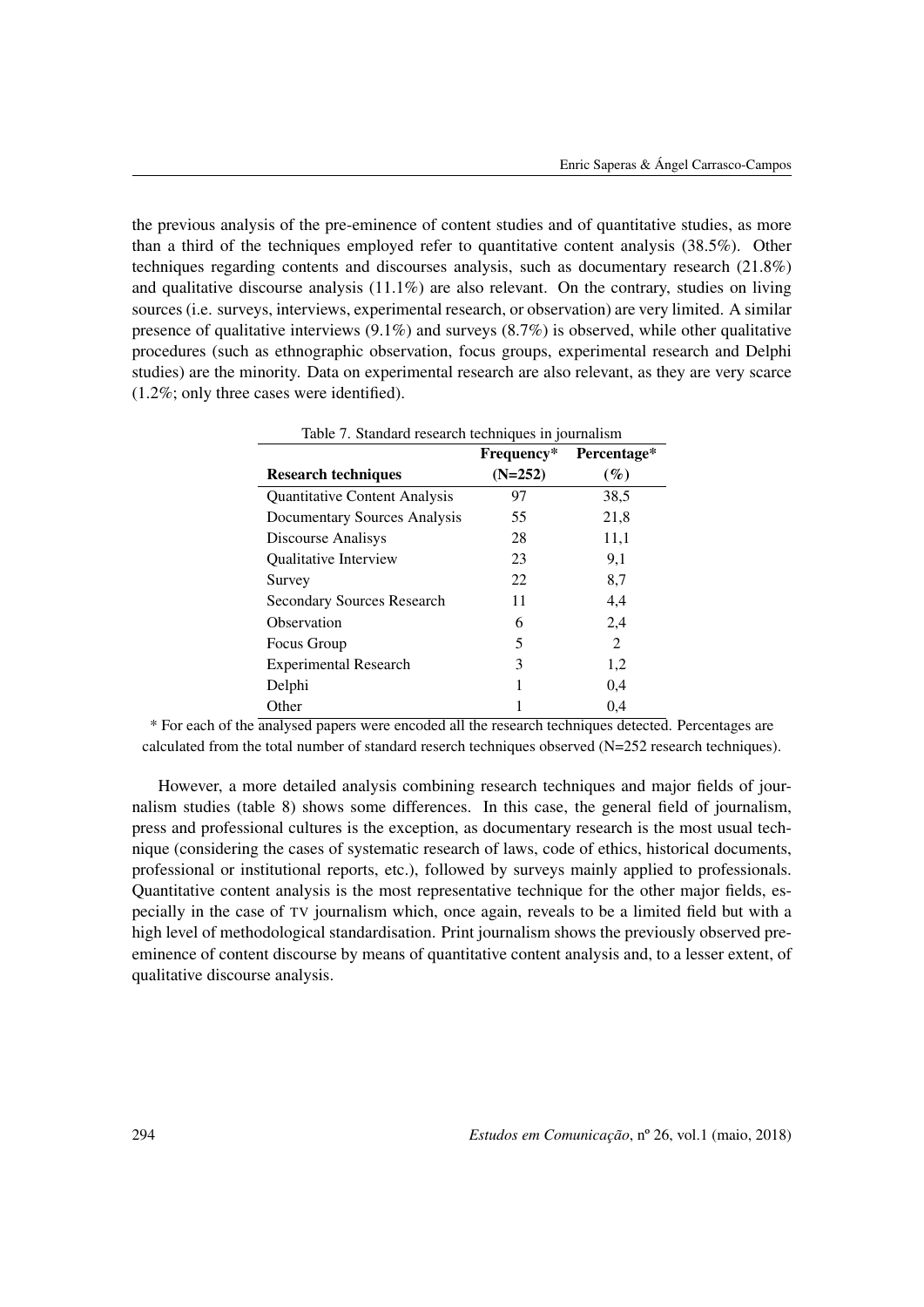the previous analysis of the pre-eminence of content studies and of quantitative studies, as more than a third of the techniques employed refer to quantitative content analysis (38.5%). Other techniques regarding contents and discourses analysis, such as documentary research (21.8%) and qualitative discourse analysis (11.1%) are also relevant. On the contrary, studies on living sources (i.e. surveys, interviews, experimental research, or observation) are very limited. A similar presence of qualitative interviews (9.1%) and surveys (8.7%) is observed, while other qualitative procedures (such as ethnographic observation, focus groups, experimental research and Delphi studies) are the minority. Data on experimental research are also relevant, as they are very scarce (1.2%; only three cases were identified).

Table 7. Standard research techniques in journalism

| Research techniques | Frequency* (N=252) | Percentage* (%) |
|---|---|---|
| Quantitative Content Analysis | 97 | 38,5 |
| Documentary Sources Analysis | 55 | 21,8 |
| Discourse Analisys | 28 | 11,1 |
| Qualitative Interview | 23 | 9,1 |
| Survey | 22 | 8,7 |
| Secondary Sources Research | 11 | 4,4 |
| Observation | 6 | 2,4 |
| Focus Group | 5 | 2 |
| Experimental Research | 3 | 1,2 |
| Delphi | 1 | 0,4 |
| Other | 1 | 0,4 |

* For each of the analysed papers were encoded all the research techniques detected. Percentages are calculated from the total number of standard reserch techniques observed (N=252 research techniques).

However, a more detailed analysis combining research techniques and major fields of journalism studies (table 8) shows some differences. In this case, the general field of journalism, press and professional cultures is the exception, as documentary research is the most usual technique (considering the cases of systematic research of laws, code of ethics, historical documents, professional or institutional reports, etc.), followed by surveys mainly applied to professionals. Quantitative content analysis is the most representative technique for the other major fields, especially in the case of TV journalism which, once again, reveals to be a limited field but with a high level of methodological standardisation. Print journalism shows the previously observed pre-eminence of content discourse by means of quantitative content analysis and, to a lesser extent, of qualitative discourse analysis.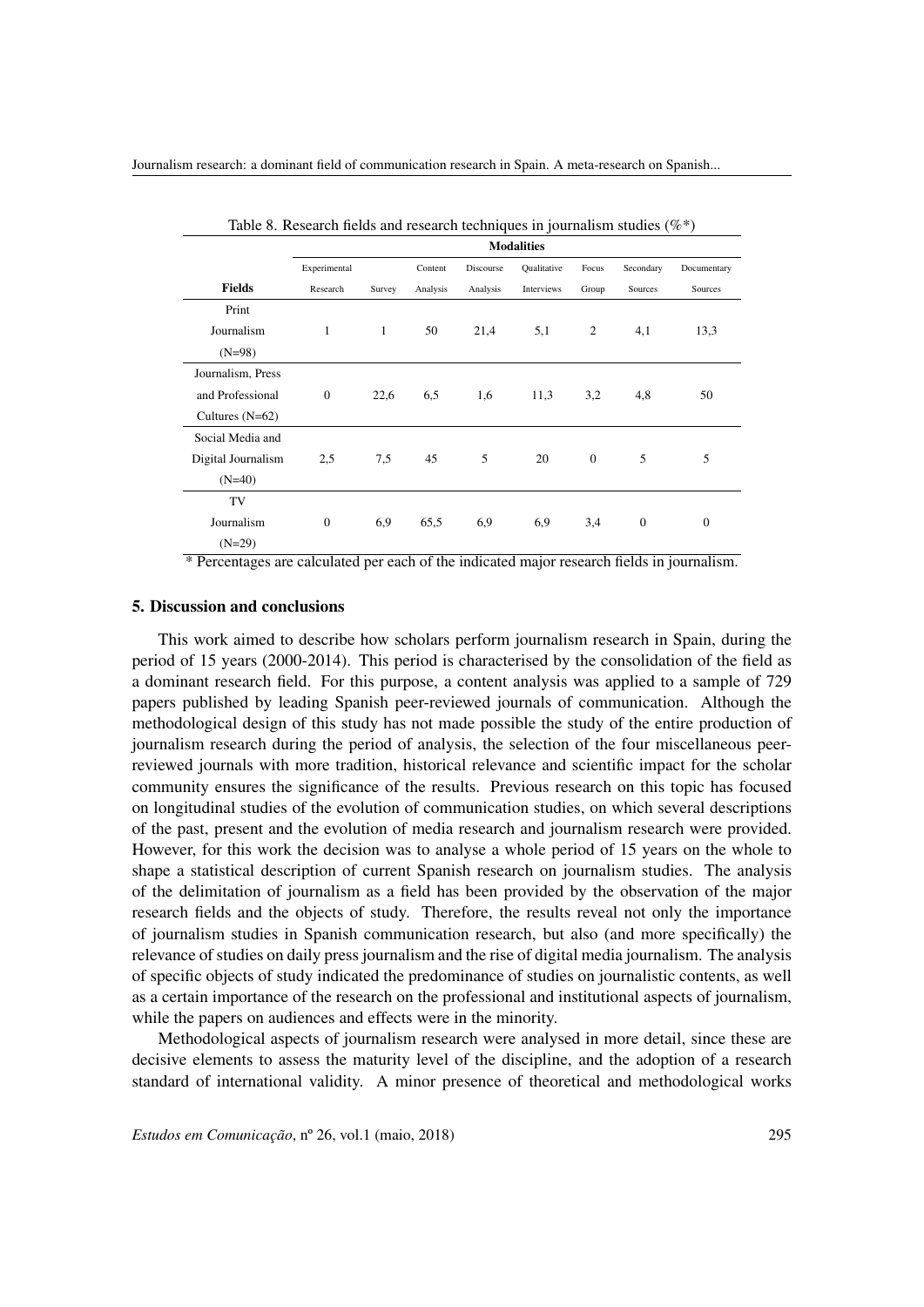Table 8. Research fields and research techniques in journalism studies (%*)

| | Modalities | | | | | | | |
|---|---|---|---|---|---|---|---|---|
| **Fields** | Experimental Research | Survey | Content Analysis | Discourse Analysis | Qualitative Interviews | Focus Group | Secondary Sources | Documentary Sources |
| Print Journalism (N=98) | 1 | 1 | 50 | 21,4 | 5,1 | 2 | 4,1 | 13,3 |
| Journalism, Press and Professional Cultures (N=62) | 0 | 22,6 | 6,5 | 1,6 | 11,3 | 3,2 | 4,8 | 50 |
| Social Media and Digital Journalism (N=40) | 2,5 | 7,5 | 45 | 5 | 20 | 0 | 5 | 5 |
| TV Journalism (N=29) | 0 | 6,9 | 65,5 | 6,9 | 6,9 | 3,4 | 0 | 0 |

\* Percentages are calculated per each of the indicated major research fields in journalism.

## 5. Discussion and conclusions

This work aimed to describe how scholars perform journalism research in Spain, during the period of 15 years (2000-2014). This period is characterised by the consolidation of the field as a dominant research field. For this purpose, a content analysis was applied to a sample of 729 papers published by leading Spanish peer-reviewed journals of communication. Although the methodological design of this study has not made possible the study of the entire production of journalism research during the period of analysis, the selection of the four miscellaneous peer-reviewed journals with more tradition, historical relevance and scientific impact for the scholar community ensures the significance of the results. Previous research on this topic has focused on longitudinal studies of the evolution of communication studies, on which several descriptions of the past, present and the evolution of media research and journalism research were provided. However, for this work the decision was to analyse a whole period of 15 years on the whole to shape a statistical description of current Spanish research on journalism studies. The analysis of the delimitation of journalism as a field has been provided by the observation of the major research fields and the objects of study. Therefore, the results reveal not only the importance of journalism studies in Spanish communication research, but also (and more specifically) the relevance of studies on daily press journalism and the rise of digital media journalism. The analysis of specific objects of study indicated the predominance of studies on journalistic contents, as well as a certain importance of the research on the professional and institutional aspects of journalism, while the papers on audiences and effects were in the minority.

Methodological aspects of journalism research were analysed in more detail, since these are decisive elements to assess the maturity level of the discipline, and the adoption of a research standard of international validity. A minor presence of theoretical and methodological works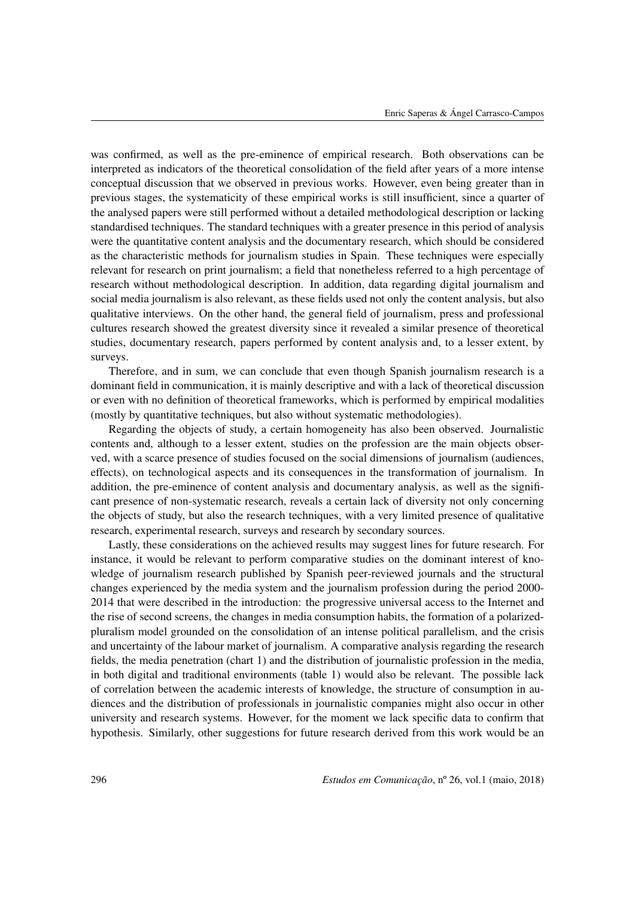was confirmed, as well as the pre-eminence of empirical research. Both observations can be interpreted as indicators of the theoretical consolidation of the field after years of a more intense conceptual discussion that we observed in previous works. However, even being greater than in previous stages, the systematicity of these empirical works is still insufficient, since a quarter of the analysed papers were still performed without a detailed methodological description or lacking standardised techniques. The standard techniques with a greater presence in this period of analysis were the quantitative content analysis and the documentary research, which should be considered as the characteristic methods for journalism studies in Spain. These techniques were especially relevant for research on print journalism; a field that nonetheless referred to a high percentage of research without methodological description. In addition, data regarding digital journalism and social media journalism is also relevant, as these fields used not only the content analysis, but also qualitative interviews. On the other hand, the general field of journalism, press and professional cultures research showed the greatest diversity since it revealed a similar presence of theoretical studies, documentary research, papers performed by content analysis and, to a lesser extent, by surveys.

Therefore, and in sum, we can conclude that even though Spanish journalism research is a dominant field in communication, it is mainly descriptive and with a lack of theoretical discussion or even with no definition of theoretical frameworks, which is performed by empirical modalities (mostly by quantitative techniques, but also without systematic methodologies).

Regarding the objects of study, a certain homogeneity has also been observed. Journalistic contents and, although to a lesser extent, studies on the profession are the main objects observed, with a scarce presence of studies focused on the social dimensions of journalism (audiences, effects), on technological aspects and its consequences in the transformation of journalism. In addition, the pre-eminence of content analysis and documentary analysis, as well as the significant presence of non-systematic research, reveals a certain lack of diversity not only concerning the objects of study, but also the research techniques, with a very limited presence of qualitative research, experimental research, surveys and research by secondary sources.

Lastly, these considerations on the achieved results may suggest lines for future research. For instance, it would be relevant to perform comparative studies on the dominant interest of knowledge of journalism research published by Spanish peer-reviewed journals and the structural changes experienced by the media system and the journalism profession during the period 2000-2014 that were described in the introduction: the progressive universal access to the Internet and the rise of second screens, the changes in media consumption habits, the formation of a polarized-pluralism model grounded on the consolidation of an intense political parallelism, and the crisis and uncertainty of the labour market of journalism. A comparative analysis regarding the research fields, the media penetration (chart 1) and the distribution of journalistic profession in the media, in both digital and traditional environments (table 1) would also be relevant. The possible lack of correlation between the academic interests of knowledge, the structure of consumption in audiences and the distribution of professionals in journalistic companies might also occur in other university and research systems. However, for the moment we lack specific data to confirm that hypothesis. Similarly, other suggestions for future research derived from this work would be an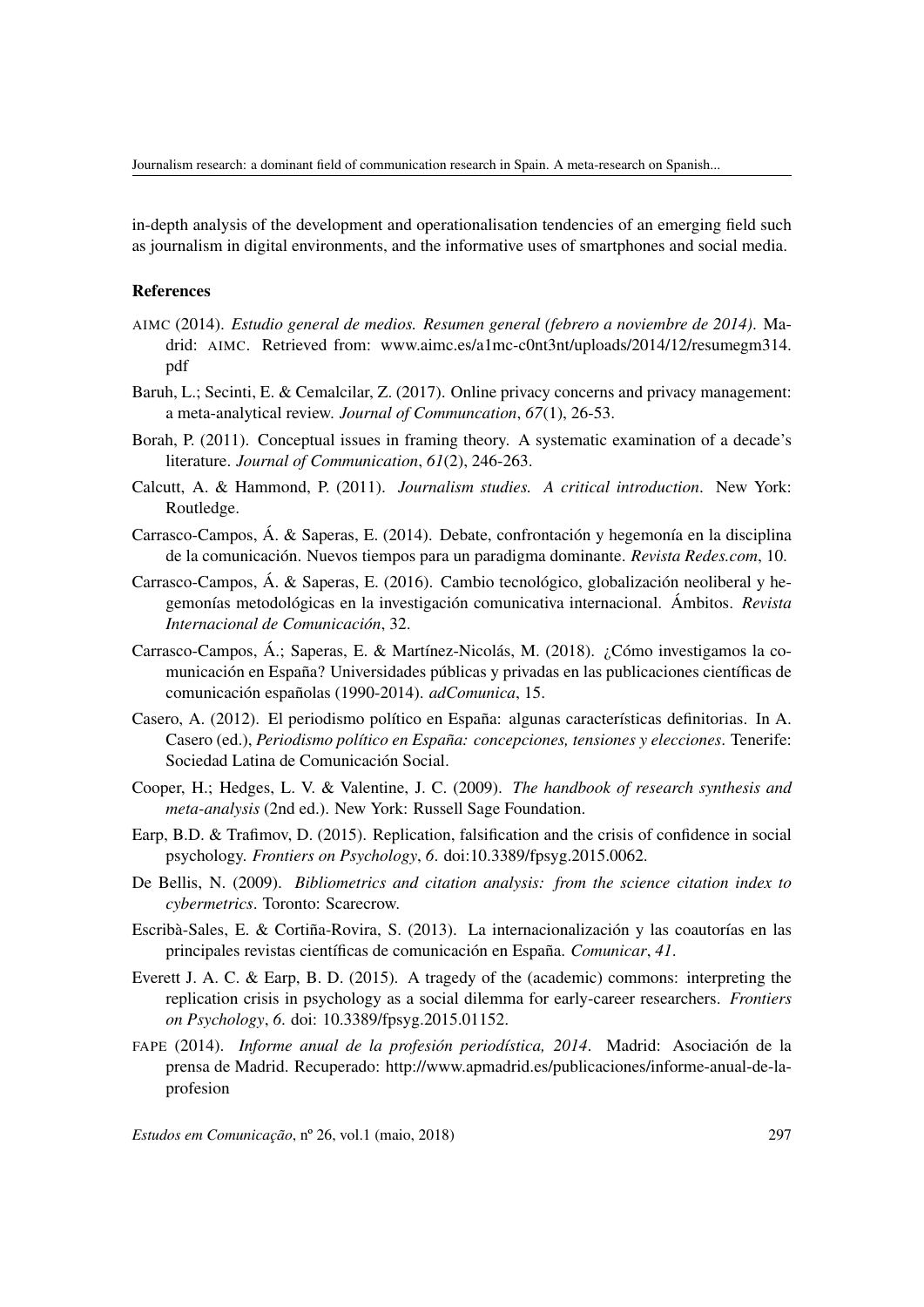in-depth analysis of the development and operationalisation tendencies of an emerging field such as journalism in digital environments, and the informative uses of smartphones and social media.

### References

AIMC (2014). *Estudio general de medios. Resumen general (febrero a noviembre de 2014)*. Madrid: AIMC. Retrieved from: www.aimc.es/a1mc-c0nt3nt/uploads/2014/12/resumegm314.pdf

Baruh, L.; Secinti, E. & Cemalcilar, Z. (2017). Online privacy concerns and privacy management: a meta-analytical review. *Journal of Communcation*, *67*(1), 26-53.

Borah, P. (2011). Conceptual issues in framing theory. A systematic examination of a decade's literature. *Journal of Communication*, *61*(2), 246-263.

Calcutt, A. & Hammond, P. (2011). *Journalism studies. A critical introduction*. New York: Routledge.

Carrasco-Campos, Á. & Saperas, E. (2014). Debate, confrontación y hegemonía en la disciplina de la comunicación. Nuevos tiempos para un paradigma dominante. *Revista Redes.com*, 10.

Carrasco-Campos, Á. & Saperas, E. (2016). Cambio tecnológico, globalización neoliberal y hegemonías metodológicas en la investigación comunicativa internacional. Ámbitos. *Revista Internacional de Comunicación*, 32.

Carrasco-Campos, Á.; Saperas, E. & Martínez-Nicolás, M. (2018). ¿Cómo investigamos la comunicación en España? Universidades públicas y privadas en las publicaciones científicas de comunicación españolas (1990-2014). *adComunica*, 15.

Casero, A. (2012). El periodismo político en España: algunas características definitorias. In A. Casero (ed.), *Periodismo político en España: concepciones, tensiones y elecciones*. Tenerife: Sociedad Latina de Comunicación Social.

Cooper, H.; Hedges, L. V. & Valentine, J. C. (2009). *The handbook of research synthesis and meta-analysis* (2nd ed.). New York: Russell Sage Foundation.

Earp, B.D. & Trafimov, D. (2015). Replication, falsification and the crisis of confidence in social psychology. *Frontiers on Psychology*, *6*. doi:10.3389/fpsyg.2015.0062.

De Bellis, N. (2009). *Bibliometrics and citation analysis: from the science citation index to cybermetrics*. Toronto: Scarecrow.

Escribà-Sales, E. & Cortiña-Rovira, S. (2013). La internacionalización y las coautorías en las principales revistas científicas de comunicación en España. *Comunicar*, *41*.

Everett J. A. C. & Earp, B. D. (2015). A tragedy of the (academic) commons: interpreting the replication crisis in psychology as a social dilemma for early-career researchers. *Frontiers on Psychology*, *6*. doi: 10.3389/fpsyg.2015.01152.

FAPE (2014). *Informe anual de la profesión periodística, 2014*. Madrid: Asociación de la prensa de Madrid. Recuperado: http://www.apmadrid.es/publicaciones/informe-anual-de-la-profesion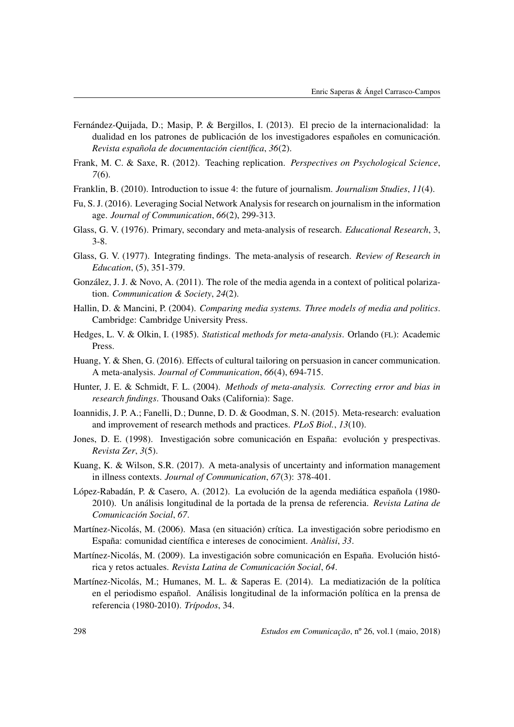Fernández-Quijada, D.; Masip, P. & Bergillos, I. (2013). El precio de la internacionalidad: la dualidad en los patrones de publicación de los investigadores españoles en comunicación. *Revista española de documentación científica*, *36*(2).

Frank, M. C. & Saxe, R. (2012). Teaching replication. *Perspectives on Psychological Science*, *7*(6).

Franklin, B. (2010). Introduction to issue 4: the future of journalism. *Journalism Studies*, *11*(4).

Fu, S. J. (2016). Leveraging Social Network Analysis for research on journalism in the information age. *Journal of Communication*, *66*(2), 299-313.

Glass, G. V. (1976). Primary, secondary and meta-analysis of research. *Educational Research*, 3, 3-8.

Glass, G. V. (1977). Integrating findings. The meta-analysis of research. *Review of Research in Education*, (5), 351-379.

González, J. J. & Novo, A. (2011). The role of the media agenda in a context of political polarization. *Communication & Society*, *24*(2).

Hallin, D. & Mancini, P. (2004). *Comparing media systems. Three models of media and politics*. Cambridge: Cambridge University Press.

Hedges, L. V. & Olkin, I. (1985). *Statistical methods for meta-analysis*. Orlando (FL): Academic Press.

Huang, Y. & Shen, G. (2016). Effects of cultural tailoring on persuasion in cancer communication. A meta-analysis. *Journal of Communication*, *66*(4), 694-715.

Hunter, J. E. & Schmidt, F. L. (2004). *Methods of meta-analysis. Correcting error and bias in research findings*. Thousand Oaks (California): Sage.

Ioannidis, J. P. A.; Fanelli, D.; Dunne, D. D. & Goodman, S. N. (2015). Meta-research: evaluation and improvement of research methods and practices. *PLoS Biol.*, *13*(10).

Jones, D. E. (1998). Investigación sobre comunicación en España: evolución y prespectivas. *Revista Zer*, *3*(5).

Kuang, K. & Wilson, S.R. (2017). A meta-analysis of uncertainty and information management in illness contexts. *Journal of Communication*, *67*(3): 378-401.

López-Rabadán, P. & Casero, A. (2012). La evolución de la agenda mediática española (1980-2010). Un análisis longitudinal de la portada de la prensa de referencia. *Revista Latina de Comunicación Social*, *67*.

Martínez-Nicolás, M. (2006). Masa (en situación) crítica. La investigación sobre periodismo en España: comunidad científica e intereses de conocimient. *Anàlisi*, *33*.

Martínez-Nicolás, M. (2009). La investigación sobre comunicación en España. Evolución histórica y retos actuales. *Revista Latina de Comunicación Social*, *64*.

Martínez-Nicolás, M.; Humanes, M. L. & Saperas E. (2014). La mediatización de la política en el periodismo español. Análisis longitudinal de la información política en la prensa de referencia (1980-2010). *Trípodos*, 34.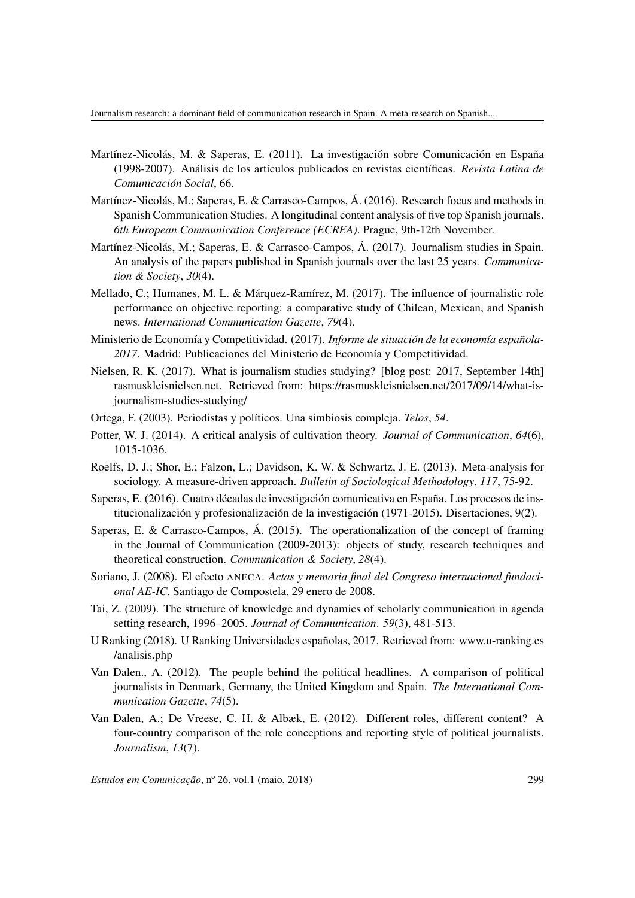Martínez-Nicolás, M. & Saperas, E. (2011). La investigación sobre Comunicación en España (1998-2007). Análisis de los artículos publicados en revistas científicas. *Revista Latina de Comunicación Social*, 66.

Martínez-Nicolás, M.; Saperas, E. & Carrasco-Campos, Á. (2016). Research focus and methods in Spanish Communication Studies. A longitudinal content analysis of five top Spanish journals. *6th European Communication Conference (ECREA)*. Prague, 9th-12th November.

Martínez-Nicolás, M.; Saperas, E. & Carrasco-Campos, Á. (2017). Journalism studies in Spain. An analysis of the papers published in Spanish journals over the last 25 years. *Communication & Society*, *30*(4).

Mellado, C.; Humanes, M. L. & Márquez-Ramírez, M. (2017). The influence of journalistic role performance on objective reporting: a comparative study of Chilean, Mexican, and Spanish news. *International Communication Gazette*, *79*(4).

Ministerio de Economía y Competitividad. (2017). *Informe de situación de la economía española-2017*. Madrid: Publicaciones del Ministerio de Economía y Competitividad.

Nielsen, R. K. (2017). What is journalism studies studying? [blog post: 2017, September 14th] rasmuskleisnielsen.net. Retrieved from: https://rasmuskleisnielsen.net/2017/09/14/what-is-journalism-studies-studying/

Ortega, F. (2003). Periodistas y políticos. Una simbiosis compleja. *Telos*, *54*.

Potter, W. J. (2014). A critical analysis of cultivation theory. *Journal of Communication*, *64*(6), 1015-1036.

Roelfs, D. J.; Shor, E.; Falzon, L.; Davidson, K. W. & Schwartz, J. E. (2013). Meta-analysis for sociology. A measure-driven approach. *Bulletin of Sociological Methodology*, *117*, 75-92.

Saperas, E. (2016). Cuatro décadas de investigación comunicativa en España. Los procesos de institucionalización y profesionalización de la investigación (1971-2015). Disertaciones, 9(2).

Saperas, E. & Carrasco-Campos, Á. (2015). The operationalization of the concept of framing in the Journal of Communication (2009-2013): objects of study, research techniques and theoretical construction. *Communication & Society*, *28*(4).

Soriano, J. (2008). El efecto ANECA. *Actas y memoria final del Congreso internacional fundacional AE-IC*. Santiago de Compostela, 29 enero de 2008.

Tai, Z. (2009). The structure of knowledge and dynamics of scholarly communication in agenda setting research, 1996–2005. *Journal of Communication*. *59*(3), 481-513.

U Ranking (2018). U Ranking Universidades españolas, 2017. Retrieved from: www.u-ranking.es /analisis.php

Van Dalen., A. (2012). The people behind the political headlines. A comparison of political journalists in Denmark, Germany, the United Kingdom and Spain. *The International Communication Gazette*, *74*(5).

Van Dalen, A.; De Vreese, C. H. & Albæk, E. (2012). Different roles, different content? A four-country comparison of the role conceptions and reporting style of political journalists. *Journalism*, *13*(7).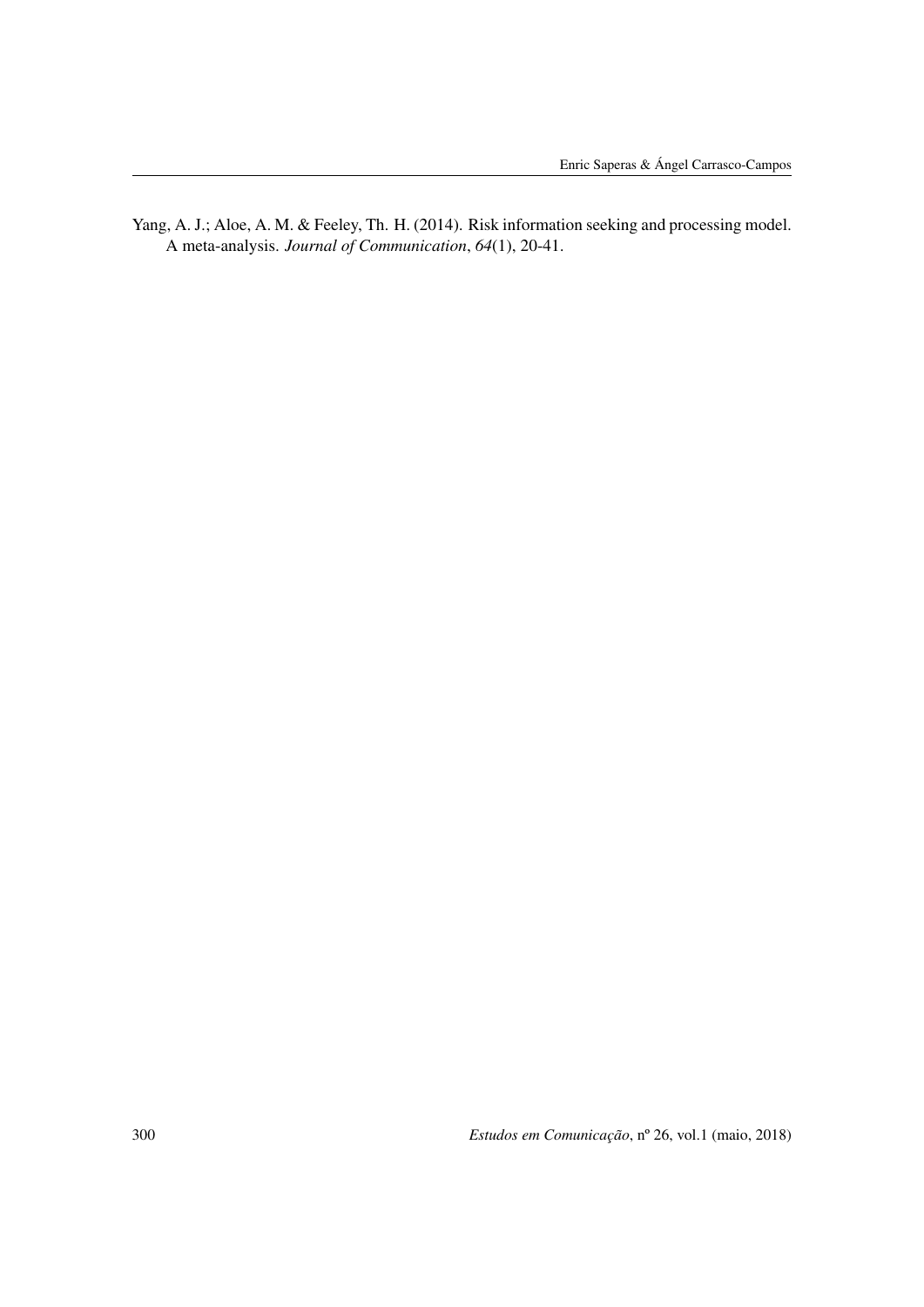Yang, A. J.; Aloe, A. M. & Feeley, Th. H. (2014). Risk information seeking and processing model. A meta-analysis. *Journal of Communication*, *64*(1), 20-41.